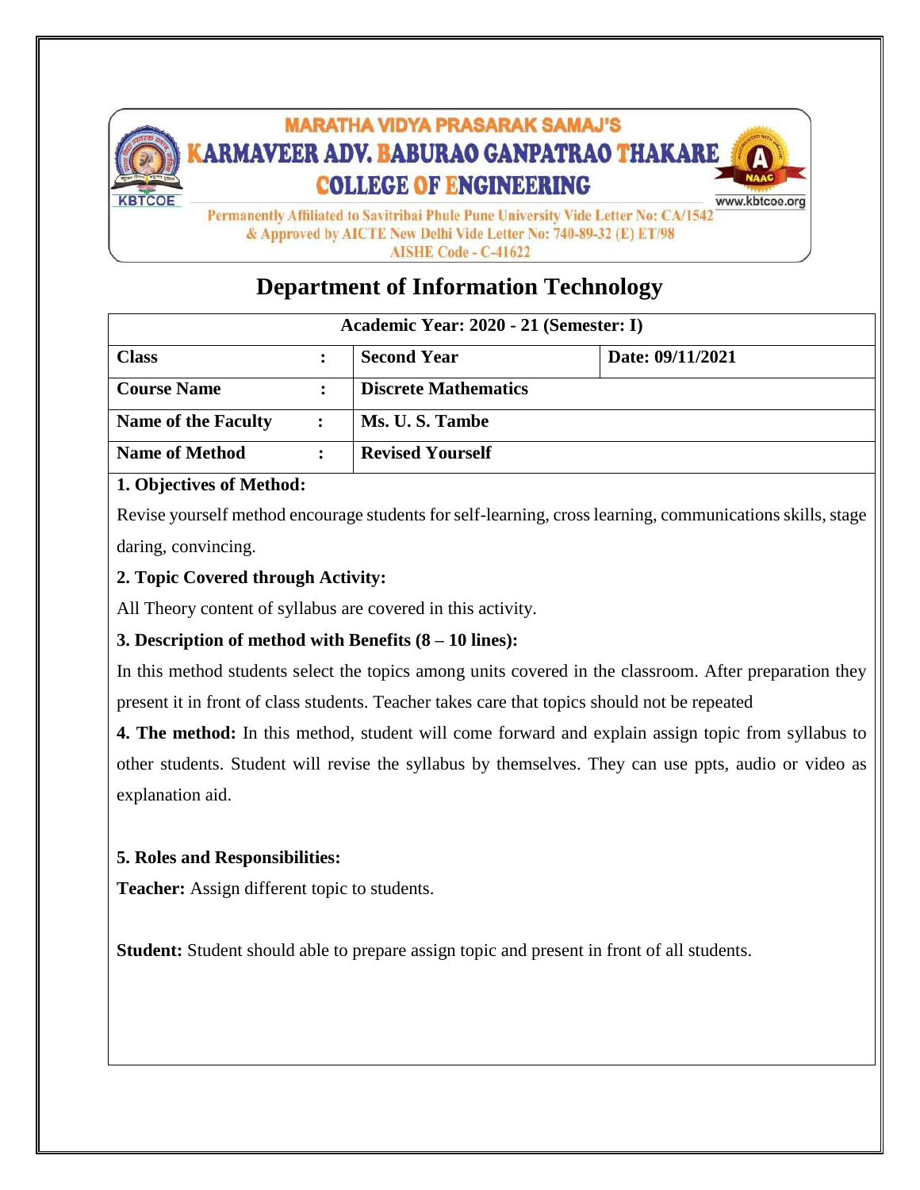MARATHA VIDYA PRASARAK SAMAJ'S

# KARMAVEER ADV. BABURAO GANPATRAO THAKARE COLLEGE OF ENGINEERING

KBTCOE

www.kbtcoe.org

Permanently Affiliated to Savitribai Phule Pune University Vide Letter No: CA/1542 & Approved by AICTE New Delhi Vide Letter No: 740-89-32 (E) ET/98
AISHE Code - C-41622

## Department of Information Technology

| Academic Year: 2020 - 21 (Semester: I) | | | |
|---|---|---|---|
| **Class** | **:** | **Second Year** | **Date: 09/11/2021** |
| **Course Name** | **:** | **Discrete Mathematics** | |
| **Name of the Faculty** | **:** | **Ms. U. S. Tambe** | |
| **Name of Method** | **:** | **Revised Yourself** | |

**1. Objectives of Method:**

Revise yourself method encourage students for self-learning, cross learning, communications skills, stage daring, convincing.

**2. Topic Covered through Activity:**

All Theory content of syllabus are covered in this activity.

**3. Description of method with Benefits (8 – 10 lines):**

In this method students select the topics among units covered in the classroom. After preparation they present it in front of class students. Teacher takes care that topics should not be repeated

**4. The method:** In this method, student will come forward and explain assign topic from syllabus to other students. Student will revise the syllabus by themselves. They can use ppts, audio or video as explanation aid.

**5. Roles and Responsibilities:**

**Teacher:** Assign different topic to students.

**Student:** Student should able to prepare assign topic and present in front of all students.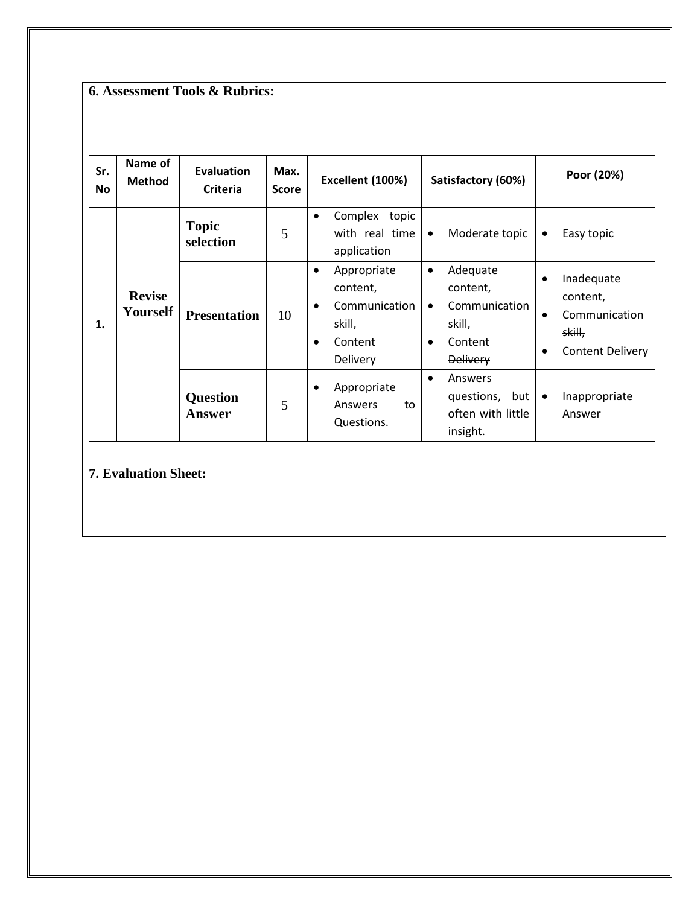### 6. Assessment Tools & Rubrics:

| Sr. No | Name of Method | Evaluation Criteria | Max. Score | Excellent (100%) | Satisfactory (60%) | Poor (20%) |
|---|---|---|---|---|---|---|
| 1. | **Revise Yourself** | **Topic selection** | 5 | • Complex topic with real time application | • Moderate topic | • Easy topic |
| | | **Presentation** | 10 | • Appropriate content, • Communication skill, • Content Delivery | • Adequate content, • Communication skill, • ~~Content Delivery~~ | • Inadequate content, • ~~Communication skill,~~ • ~~Content Delivery~~ |
| | | **Question Answer** | 5 | • Appropriate Answers to Questions. | • Answers questions, but often with little insight. | • Inappropriate Answer |

### 7. Evaluation Sheet: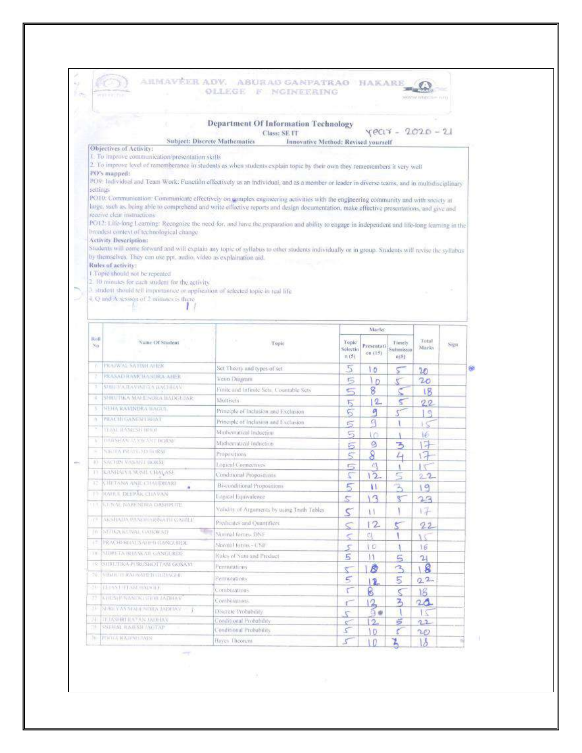# DHARMAVEER ADV. BABURAO GANPATRAO THAKARE COLLEGE OF ENGINEERING

## Department Of Information Technology

Class: SE IT

Year - 2020 - 21

**Subject: Discrete Mathematics** **Innovative Method: Revised yourself**

**Objectives of Activity:**

1. To improve communication/presentation skills
2. To improve level of rememberance in students as when students explain topic by their own they rememembers it very well

**PO's mapped:**

PO9: Individual and Team Work: Function effectively as an individual, and as a member or leader in diverse teams, and in multidisciplinary settings

PO10: Communication: Communicate effectively on complex engineering activities with the engineering community and with society at large, such as, being able to comprehend and write effective reports and design documentation, make effective presentations, and give and receive clear instructions

PO12: Life-long Learning: Recognize the need for, and have the preparation and ability to engage in independent and life-long learning in the broadest context of technological change

**Activity Description:**

Students will come forward and will explain any topic of syllabus to other students individually or in group. Students will revise the syllabus by themselves. They can use ppt, audio, video as explaination aid.

**Rules of activity:**

1. Topic should not be repeated
2. 10 minutes for each student for the activity
3. student should tell importannce or application of selected topic in real life
4. Q and A session of 2 minutes is there

| Roll No | Name Of Student | Topic | Marks: Topic Selection (5) | Presentation (15) | Timely Submission (5) | Total Marks | Sign |
|---|---|---|---|---|---|---|---|
| 1 | PRAJWAL SATISH AHER | Set Theory and types of set | 5 | 10 | 5 | 20 | |
| 2 | PRASAD RAMCHANDRA AHER | Venn Diagram | 5 | 10 | 5 | 20 | |
| 3 | SHREYA RAVINDRA BACHHAV | Finite and Infinite Sets, Countable Sets | 5 | 8 | 5 | 18 | |
| 4 | SHRUTIKA MAHENDRA BADGUJAR | Multisets | 5 | 12 | 5 | 22 | |
| 5 | NEHA RAVINDRA BAGUL | Principle of Inclusion and Exclusion | 5 | 9 | 5 | 19 | |
| 6 | PRACHI GANESH BHAT | Principle of Inclusion and Exclusion | 5 | 9 | 1 | 15 | |
| 7 | TEJAL RAMESH BHOI | Mathematical Induction | 5 | 10 | 1 | 16 | |
| 8 | DARSHAN JASWANT BORSE | Mathematical Induction | 5 | 9 | 3 | 17 | |
| 9 | NIKITA PRATEAD BORSE | Propositions | 5 | 8 | 4 | 17 | |
| 10 | SACHIN VASANT BORSE | Logical Connectives | 5 | 9 | 1 | 15 | |
| 11 | KANHAIYA SUNIL CHALASE | Conditional Propositions | 5 | 12 | 5 | 22 | |
| 12 | CHETANA ANIL CHAUDHARI | Bi-conditional Propositions | 5 | 11 | 3 | 19 | |
| 13 | RAHUL DEEPAK CHAVAN | Logical Equivalence | 5 | 13 | 5 | 23 | |
| 14 | KUNAL NARENDRA DASHPUTE | Validity of Arguments by using Truth Tables | 5 | 11 | 1 | 17 | |
| 15 | AKSHADA PANDHARINATH GAHILE | Predicates and Quantifiers | 5 | 12 | 5 | 22 | |
| 16 | NITIKA KUNAL GAIKWAD | Normal forms- DNF | 5 | 9 | 1 | 15 | |
| 17 | PRACHI BHAUSAHEB GANGURDE | Normal forms - CNF | 5 | 10 | 1 | 16 | |
| 18 | SHWETA BHASKAR GANGURDE | Rules of Sum and Product | 5 | 11 | 5 | 21 | |
| 19 | SHRUTIKA PURUSHOTTAM GOSAVI | Permutations | 5 | 10 | 3 | 18 | |
| 20 | VIBHUTI RAOSAHEB GUDAGHE | Permutations | 5 | 12 | 5 | 22 | |
| 21 | TEJAS UTTAM HADOLE | Combinations | 5 | 8 | 5 | 18 | |
| 22 | KHUSHI NANDKISHOR JADHAV | Combinations | 5 | 12 | 3 | 20 | |
| 23 | SHREYAS MAHENDRA JADHAV | Discrete Probability | 5 | 9 | 1 | 15 | |
| 24 | TEJASHRI RATAN JADHAV | Conditional Probability | 5 | 12 | 5 | 22 | |
| 25 | SNEHAL RAJESH JAGTAP | Conditional Probability | 5 | 10 | 5 | 20 | |
| 26 | POOJA RAJESH JAIN | Bayes Theorem | 5 | 10 | 3 | 18 | |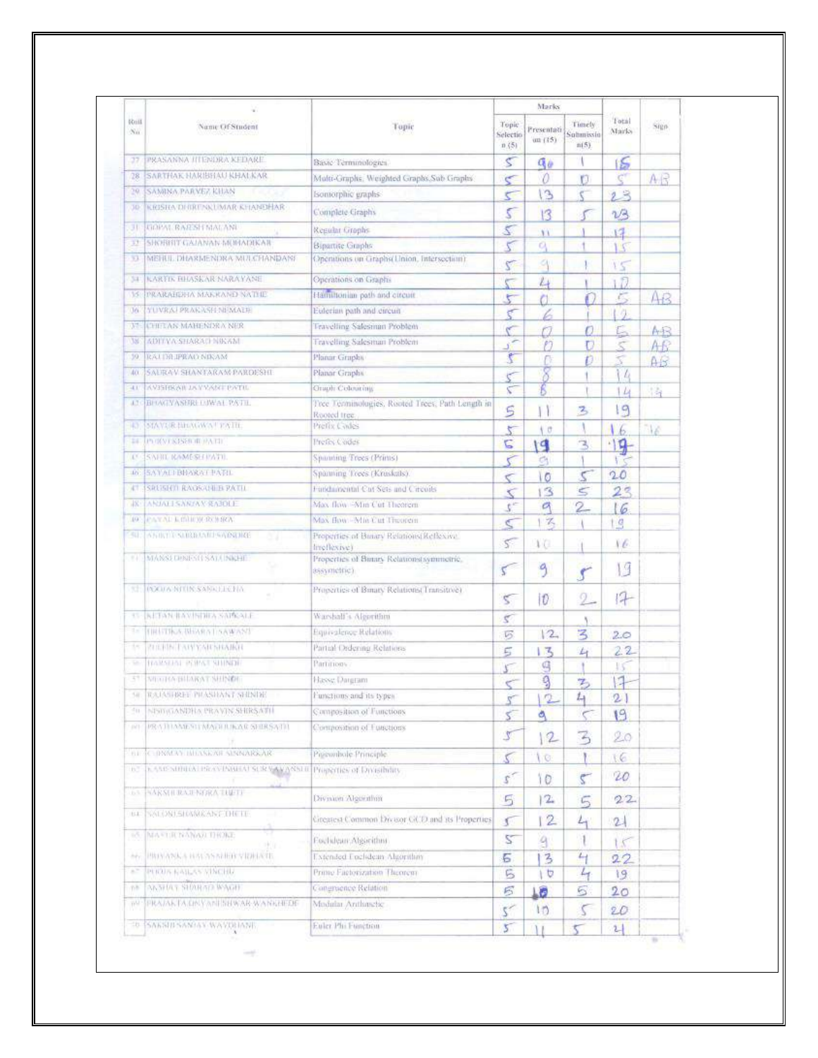| Roll No | Name Of Student | Topic | Marks | | | Total Marks | Sign |
|---|---|---|---|---|---|---|---|
| | | | Topic Selection (5) | Presentation (15) | Timely Submission (5) | | |
| 27 | PRASANNA JITENDRA KEDARE | Basic Terminologies | 5 | 9 | 1 | 15 | |
| 28 | SARTHAK HARIBHAU KHALKAR | Multi-Graphs, Weighted Graphs,Sub Graphs | 5 | 0 | 0 | 5 | AB |
| 29 | SAMINA PARVEZ KHAN | Isomorphic graphs | 5 | 13 | 5 | 23 | |
| 30 | KRISHA DHIRENKUMAR KHANDHAR | Complete Graphs | 5 | 13 | 5 | 23 | |
| 31 | GOPAL RAJESH MALANI | Regular Graphs | 5 | 11 | 1 | 17 | |
| 32 | SHOBHIT GAJANAN MOHADIKAR | Bipartite Graphs | 5 | 9 | 1 | 15 | |
| 33 | MEHUL DHARMENDRA MULCHANDANI | Operations on Graphs(Union, Intersection) | 5 | 9 | 1 | 15 | |
| 34 | KARTIK BHASKAR NARAYANE | Operations on Graphs | 5 | 4 | 1 | 10 | |
| 35 | PRARABDHA MAKRAND NATHE | Hamiltonian path and circuit | 5 | 0 | 0 | 5 | AB |
| 36 | YUVRAJ PRAKASH NEMADE | Euderian path and circuit | 5 | 6 | 1 | 12 | |
| 37 | CHETAN MAHENDRA NER | Travelling Salesman Problem | 5 | 0 | 0 | 5 | AB |
| 38 | ADITYA SHARAD NIKAM | Travelling Salesman Problem | 5 | 0 | 0 | 5 | AB |
| 39 | RAJDILIPRAO NIKAM | Planar Graphs | 5 | 0 | 0 | 5 | AB |
| 40 | SAURAV SHANTARAM PARDESHI | Planar Graphs | 5 | 8 | 1 | 14 | |
| 41 | AVISHKAR JAYVANT PATIL | Graph Colouring | 5 | 8 | 1 | 14 | 14 |
| 42 | BHAGYASHRI UJWAL PATIL | Tree Terminologies, Rooted Trees, Path Length in Rooted tree | 5 | 11 | 3 | 19 | |
| 43 | MAYUR BHAGWAT PATIL | Prefix Codes | 5 | 10 | 1 | 16 | 16 |
| 44 | PURVI KISHOR PATIL | Prefix Codes | 5 | 19 | 3 | 19 | |
| 45 | SAHIL RAMESH PATIL | Spanning Trees (Prims) | 5 | 9 | 1 | 15 | |
| 46 | SAYALI BHARAT PATIL | Spanning Trees (Kruskals) | 5 | 10 | 5 | 20 | |
| 47 | SRUSHTI RAOSAHEB PATIL | Fundamental Cut Sets and Circuits | 5 | 13 | 5 | 23 | |
| 48 | ANJALI SANJAY RAJOLE | Max flow - Min Cut Theorem | 5 | 9 | 2 | 16 | |
| 49 | PAYAL KISHOR ROHRA | Max flow - Min Cut Theorem | 5 | 13 | 1 | 19 | |
| 50 | ANIKET SUBHASH SAINDRE | Properties of Binary Relations(Reflexive, Irreflexive) | 5 | 10 | 1 | 16 | |
| 51 | MANSI DINESH SALUNKHE | Properties of Binary Relations(symmetric, assymetric) | 5 | 9 | 5 | 19 | |
| 52 | POOJA NITIN SANKLECHA | Properties of Binary Relations(Transitive) | 5 | 10 | 2 | 17 | |
| 53 | KETAN RAVINDRA SAPKALE | Warshall's Algorithm | 5 | | 1 | | |
| 54 | DHRUTIKA BHARAT SAWANT | Equivalence Relations | 5 | 12 | 3 | 20 | |
| 55 | ZULFIN FAIYYAZ SHAIKH | Partial Ordering Relations | 5 | 13 | 4 | 22 | |
| 56 | HARSHAL GOPAL SHINDE | Partitions | 5 | 9 | 1 | 15 | |
| 57 | MEGHA BHARAT SHINDE | Hasse Daigram | 5 | 9 | 3 | 17 | |
| 58 | RAJASHREE PRASHANT SHINDE | Functions and its types | 5 | 12 | 4 | 21 | |
| 59 | NISHIGANDHA PRAVIN SHIRSATH | Composition of Functions | 5 | 9 | 5 | 19 | |
| 60 | PRATHAMESH MADHUKAR SHIRSATH | Composition of Functions | 5 | 12 | 3 | 20 | |
| 61 | CHINMAY BHASKAR SINNARKAR | Pigeonhole Principle | 5 | 10 | 1 | 16 | |
| 62 | KAMESHBHAI PRAVINBHAI SURYAVANSHI | Properties of Divisibility | 5 | 10 | 5 | 20 | |
| 63 | SAKSHI RAJENDRA THETE | Division Algorithm | 5 | 12 | 5 | 22 | |
| 64 | SALONI SHAMKANT THETE | Greatest Common Divisor GCD and its Properties | 5 | 12 | 4 | 21 | |
| 65 | MAYUR NANAJI THOKE | Euclidean Algorithm | 5 | 9 | 1 | 15 | |
| 66 | PRIYANKA BALASAHEB VIDHATE | Extended Euclidean Algorithm | 5 | 13 | 4 | 22 | |
| 67 | POOJA KAILAS VINCHU | Prime Factorization Theorem | 5 | 10 | 4 | 19 | |
| 68 | AKSHAY SHARAD WAGH | Congruence Relation | 5 | 10 | 5 | 20 | |
| 69 | PRAJAKTA DNYANESHWAR WANKHEDE | Modular Arithmetic | 5 | 10 | 5 | 20 | |
| 70 | SAKSHI SANJAY WAYDHANE | Euler Phi Function | 5 | 11 | 5 | 21 | |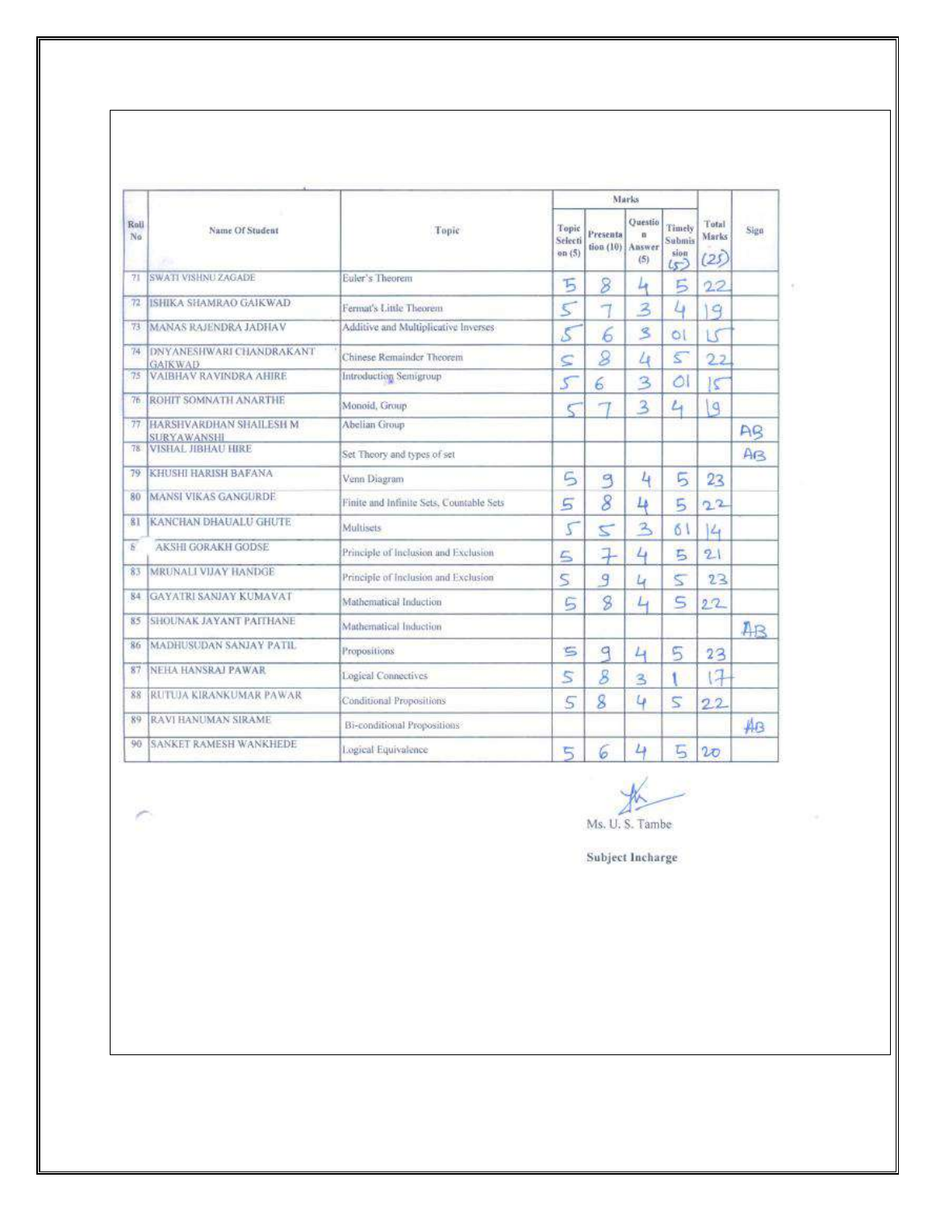| Roll No | Name Of Student | Topic | Marks | | | | Total Marks (25) | Sign |
|---|---|---|---|---|---|---|---|---|
| | | | Topic Selection (5) | Presentation (10) | Question Answer (5) | Timely Submission (5) | | |
| 71 | SWATI VISHNU ZAGADE | Euler's Theorem | 5 | 8 | 4 | 5 | 22 | |
| 72 | ISHIKA SHAMRAO GAIKWAD | Fermat's Little Theorem | 5 | 7 | 3 | 4 | 19 | |
| 73 | MANAS RAJENDRA JADHAV | Additive and Multiplicative Inverses | 5 | 6 | 3 | 01 | 15 | |
| 74 | DNYANESHWARI CHANDRAKANT GAIKWAD | Chinese Remainder Theorem | 5 | 8 | 4 | 5 | 22 | |
| 75 | VAIBHAV RAVINDRA AHIRE | Introduction Semigroup | 5 | 6 | 3 | 01 | 15 | |
| 76 | ROHIT SOMNATH ANARTHE | Monoid, Group | 5 | 7 | 3 | 4 | 19 | |
| 77 | HARSHVARDHAN SHAILESH M SURYAWANSHI | Abelian Group | | | | | | AB |
| 78 | VISHAL JIBHAU HIRE | Set Theory and types of set | | | | | | AB |
| 79 | KHUSHI HARISH BAFANA | Venn Diagram | 5 | 9 | 4 | 5 | 23 | |
| 80 | MANSI VIKAS GANGURDE | Finite and Infinite Sets, Countable Sets | 5 | 8 | 4 | 5 | 22 | |
| 81 | KANCHAN DHAUALU GHUTE | Multisets | 5 | 5 | 3 | 01 | 14 | |
| 8 | AKSHI GORAKH GODSE | Principle of Inclusion and Exclusion | 5 | 7 | 4 | 5 | 21 | |
| 83 | MRUNALI VIJAY HANDGE | Principle of Inclusion and Exclusion | 5 | 9 | 4 | 5 | 23 | |
| 84 | GAYATRI SANJAY KUMAVAT | Mathematical Induction | 5 | 8 | 4 | 5 | 22 | |
| 85 | SHOUNAK JAYANT PAITHANE | Mathematical Induction | | | | | | AB |
| 86 | MADHUSUDAN SANJAY PATIL | Propositions | 5 | 9 | 4 | 5 | 23 | |
| 87 | NEHA HANSRAJ PAWAR | Logical Connectives | 5 | 8 | 3 | 1 | 17 | |
| 88 | RUTUJA KIRANKUMAR PAWAR | Conditional Propositions | 5 | 8 | 4 | 5 | 22 | |
| 89 | RAVI HANUMAN SIRAME | Bi-conditional Propositions | | | | | | AB |
| 90 | SANKET RAMESH WANKHEDE | Logical Equivalence | 5 | 6 | 4 | 5 | 20 | |

Ms. U. S. Tambe

**Subject Incharge**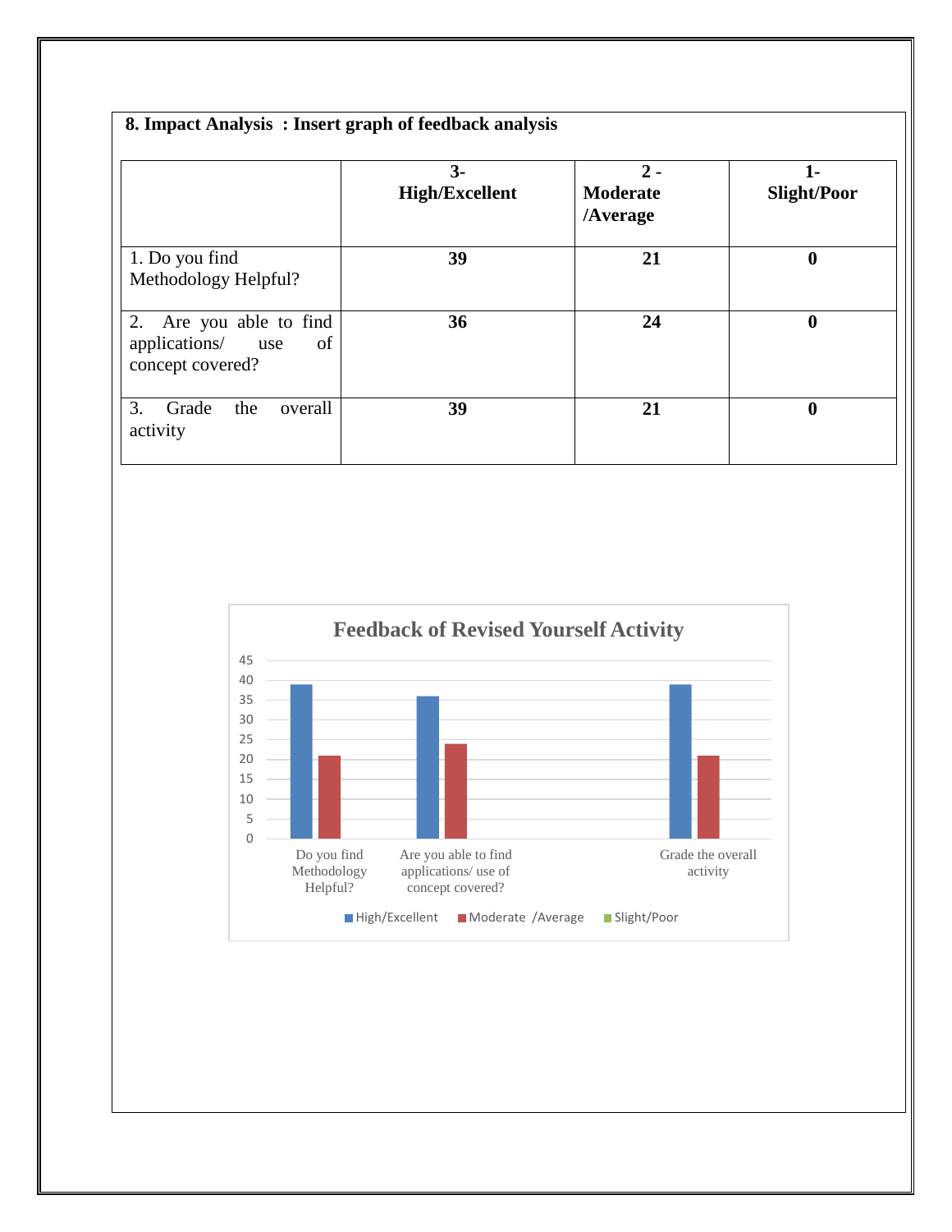**8. Impact Analysis : Insert graph of feedback analysis**

| | 3- High/Excellent | 2 - Moderate /Average | 1- Slight/Poor |
|---|---|---|---|
| 1. Do you find Methodology Helpful? | **39** | **21** | **0** |
| 2. Are you able to find applications/ use of concept covered? | **36** | **24** | **0** |
| 3. Grade the overall activity | **39** | **21** | **0** |

**Feedback of Revised Yourself Activity**

| | High/Excellent | Moderate /Average | Slight/Poor |
|---|---|---|---|
| Do you find Methodology Helpful? | 39 | 21 | 0 |
| Are you able to find applications/ use of concept covered? | 36 | 24 | 0 |
| Grade the overall activity | 39 | 21 | 0 |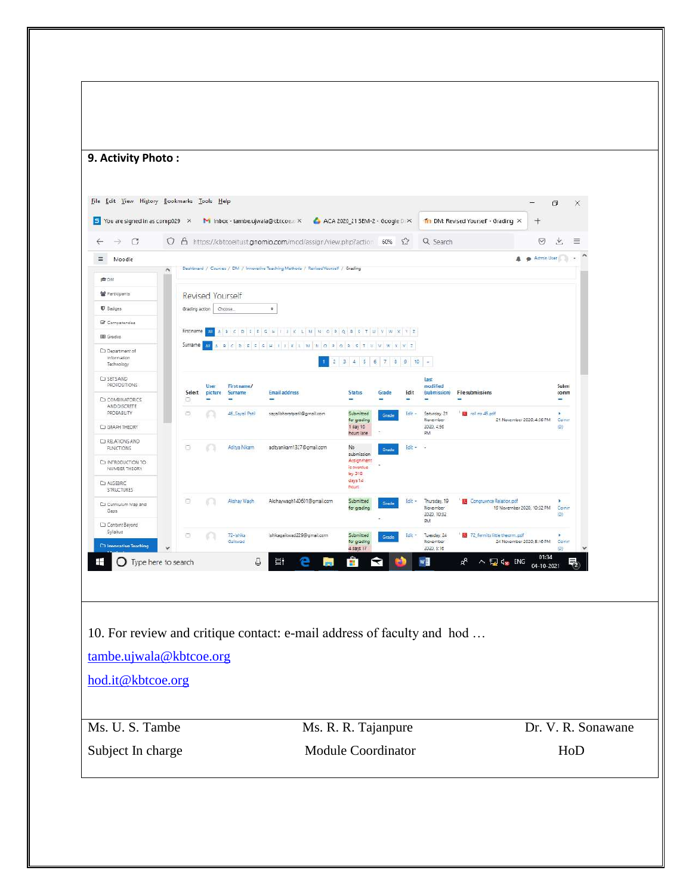**9. Activity Photo :**

10. For review and critique contact: e-mail address of faculty and hod …

tambe.ujwala@kbtcoe.org

hod.it@kbtcoe.org

| | | |
|---|---|---|
| Ms. U. S. Tambe | Ms. R. R. Tajanpure | Dr. V. R. Sonawane |
| Subject In charge | Module Coordinator | HoD |